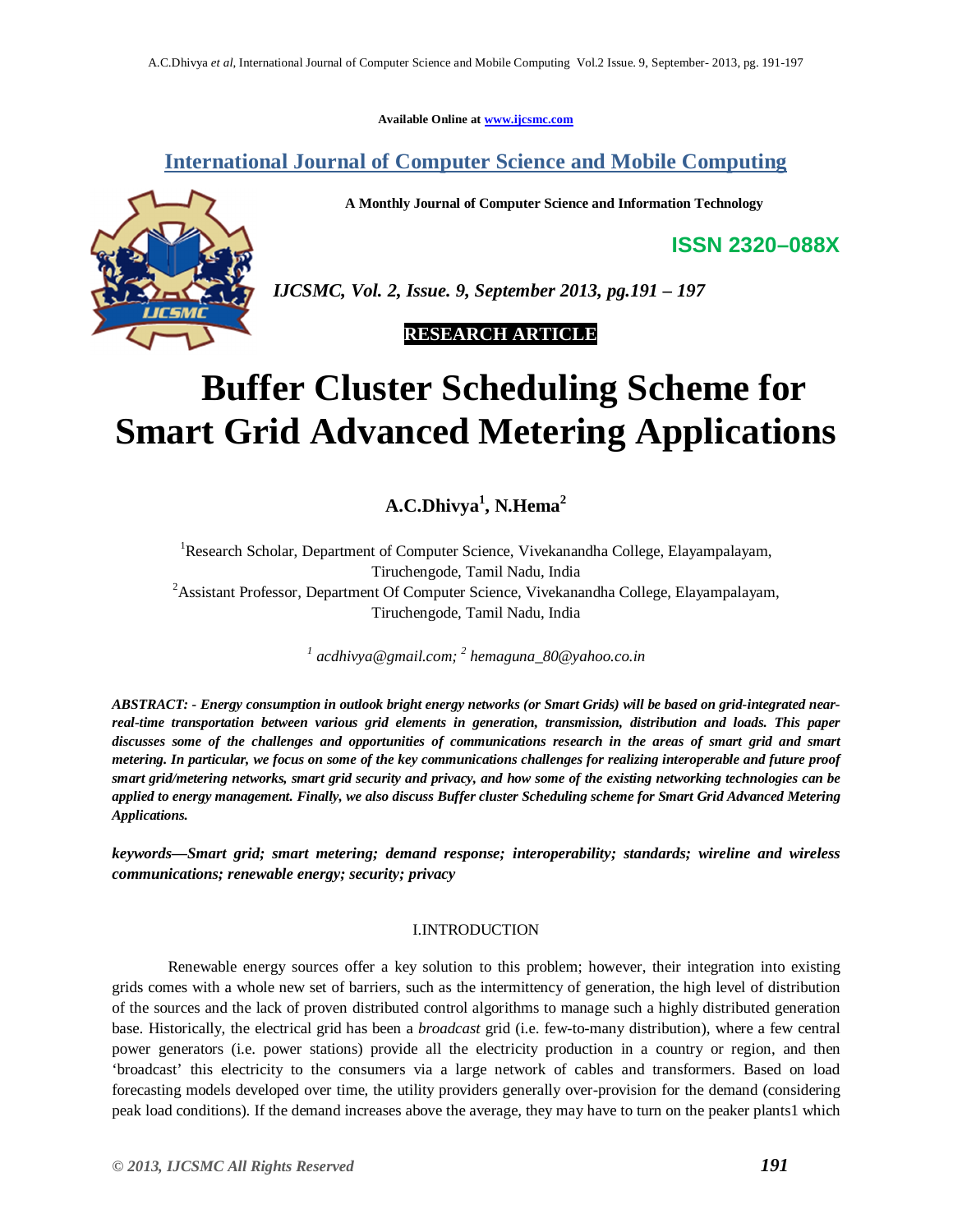Available Online at www.ijcsmc.com

# International Journal of Computer Science and Mobile Computing

**A Monthly Journal of Computer Science and Information Technology**

**ISSN 2320–088X**

***IJCSMC, Vol. 2, Issue. 9, September 2013, pg.191 – 197***

**RESEARCH ARTICLE**

# Buffer Cluster Scheduling Scheme for Smart Grid Advanced Metering Applications

**A.C.Dhivya[1], N.Hema[2]**

[1]Research Scholar, Department of Computer Science, Vivekanandha College, Elayampalayam, Tiruchengode, Tamil Nadu, India
[2]Assistant Professor, Department Of Computer Science, Vivekanandha College, Elayampalayam, Tiruchengode, Tamil Nadu, India

*[1] acdhivya@gmail.com; [2] hemaguna_80@yahoo.co.in*

***ABSTRACT: - Energy consumption in outlook bright energy networks (or Smart Grids) will be based on grid-integrated near-real-time transportation between various grid elements in generation, transmission, distribution and loads. This paper discusses some of the challenges and opportunities of communications research in the areas of smart grid and smart metering. In particular, we focus on some of the key communications challenges for realizing interoperable and future proof smart grid/metering networks, smart grid security and privacy, and how some of the existing networking technologies can be applied to energy management. Finally, we also discuss Buffer cluster Scheduling scheme for Smart Grid Advanced Metering Applications.***

***keywords—Smart grid; smart metering; demand response; interoperability; standards; wireline and wireless communications; renewable energy; security; privacy***

## I.INTRODUCTION

Renewable energy sources offer a key solution to this problem; however, their integration into existing grids comes with a whole new set of barriers, such as the intermittency of generation, the high level of distribution of the sources and the lack of proven distributed control algorithms to manage such a highly distributed generation base. Historically, the electrical grid has been a *broadcast* grid (i.e. few-to-many distribution), where a few central power generators (i.e. power stations) provide all the electricity production in a country or region, and then 'broadcast' this electricity to the consumers via a large network of cables and transformers. Based on load forecasting models developed over time, the utility providers generally over-provision for the demand (considering peak load conditions). If the demand increases above the average, they may have to turn on the peaker plants1 which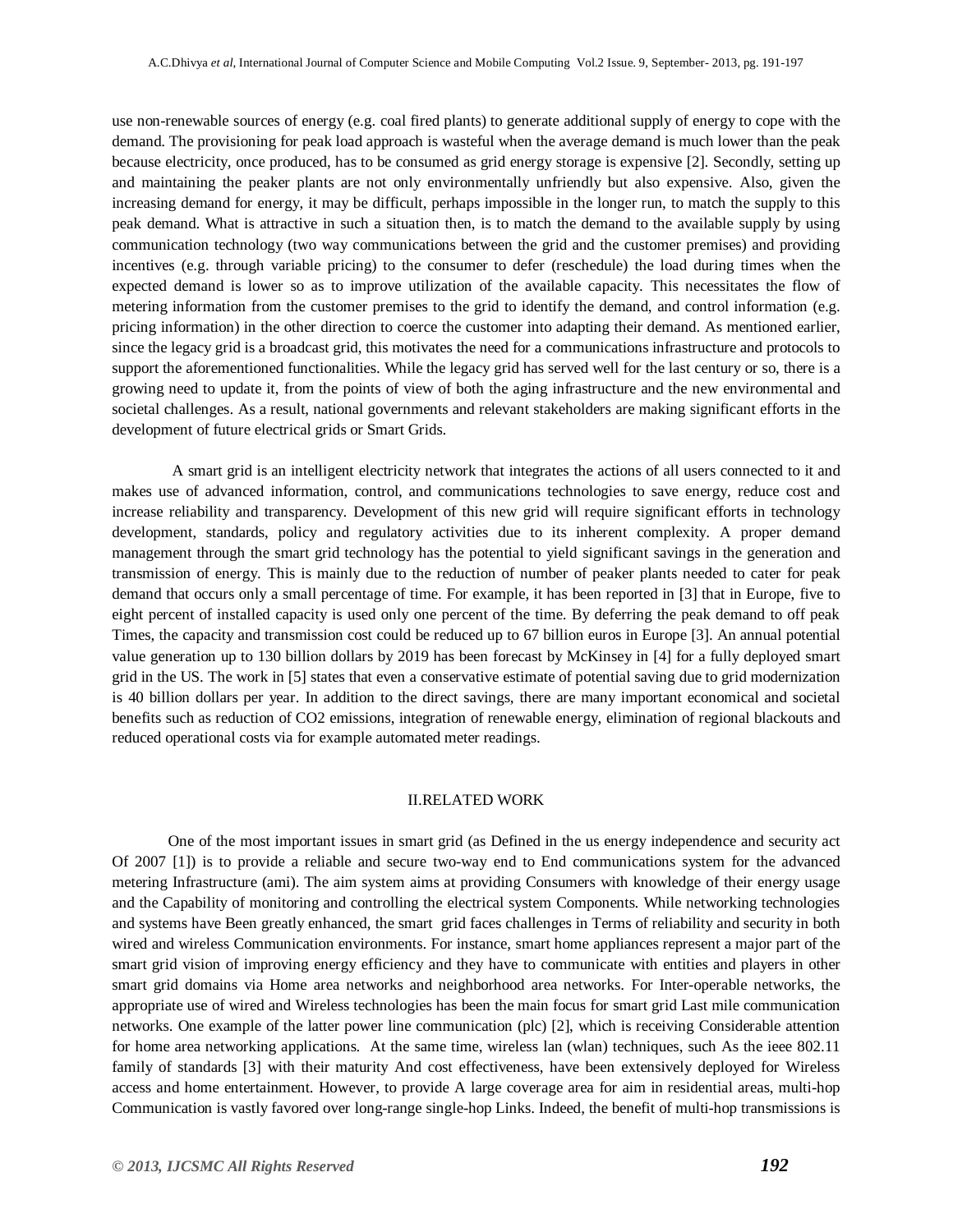use non-renewable sources of energy (e.g. coal fired plants) to generate additional supply of energy to cope with the demand. The provisioning for peak load approach is wasteful when the average demand is much lower than the peak because electricity, once produced, has to be consumed as grid energy storage is expensive [2]. Secondly, setting up and maintaining the peaker plants are not only environmentally unfriendly but also expensive. Also, given the increasing demand for energy, it may be difficult, perhaps impossible in the longer run, to match the supply to this peak demand. What is attractive in such a situation then, is to match the demand to the available supply by using communication technology (two way communications between the grid and the customer premises) and providing incentives (e.g. through variable pricing) to the consumer to defer (reschedule) the load during times when the expected demand is lower so as to improve utilization of the available capacity. This necessitates the flow of metering information from the customer premises to the grid to identify the demand, and control information (e.g. pricing information) in the other direction to coerce the customer into adapting their demand. As mentioned earlier, since the legacy grid is a broadcast grid, this motivates the need for a communications infrastructure and protocols to support the aforementioned functionalities. While the legacy grid has served well for the last century or so, there is a growing need to update it, from the points of view of both the aging infrastructure and the new environmental and societal challenges. As a result, national governments and relevant stakeholders are making significant efforts in the development of future electrical grids or Smart Grids.

A smart grid is an intelligent electricity network that integrates the actions of all users connected to it and makes use of advanced information, control, and communications technologies to save energy, reduce cost and increase reliability and transparency. Development of this new grid will require significant efforts in technology development, standards, policy and regulatory activities due to its inherent complexity. A proper demand management through the smart grid technology has the potential to yield significant savings in the generation and transmission of energy. This is mainly due to the reduction of number of peaker plants needed to cater for peak demand that occurs only a small percentage of time. For example, it has been reported in [3] that in Europe, five to eight percent of installed capacity is used only one percent of the time. By deferring the peak demand to off peak Times, the capacity and transmission cost could be reduced up to 67 billion euros in Europe [3]. An annual potential value generation up to 130 billion dollars by 2019 has been forecast by McKinsey in [4] for a fully deployed smart grid in the US. The work in [5] states that even a conservative estimate of potential saving due to grid modernization is 40 billion dollars per year. In addition to the direct savings, there are many important economical and societal benefits such as reduction of $CO_2$ emissions, integration of renewable energy, elimination of regional blackouts and reduced operational costs via for example automated meter readings.

## II.RELATED WORK

One of the most important issues in smart grid (as Defined in the us energy independence and security act Of 2007 [1]) is to provide a reliable and secure two-way end to End communications system for the advanced metering Infrastructure (ami). The aim system aims at providing Consumers with knowledge of their energy usage and the Capability of monitoring and controlling the electrical system Components. While networking technologies and systems have Been greatly enhanced, the smart grid faces challenges in Terms of reliability and security in both wired and wireless Communication environments. For instance, smart home appliances represent a major part of the smart grid vision of improving energy efficiency and they have to communicate with entities and players in other smart grid domains via Home area networks and neighborhood area networks. For Inter-operable networks, the appropriate use of wired and Wireless technologies has been the main focus for smart grid Last mile communication networks. One example of the latter power line communication (plc) [2], which is receiving Considerable attention for home area networking applications. At the same time, wireless lan (wlan) techniques, such As the ieee 802.11 family of standards [3] with their maturity And cost effectiveness, have been extensively deployed for Wireless access and home entertainment. However, to provide A large coverage area for aim in residential areas, multi-hop Communication is vastly favored over long-range single-hop Links. Indeed, the benefit of multi-hop transmissions is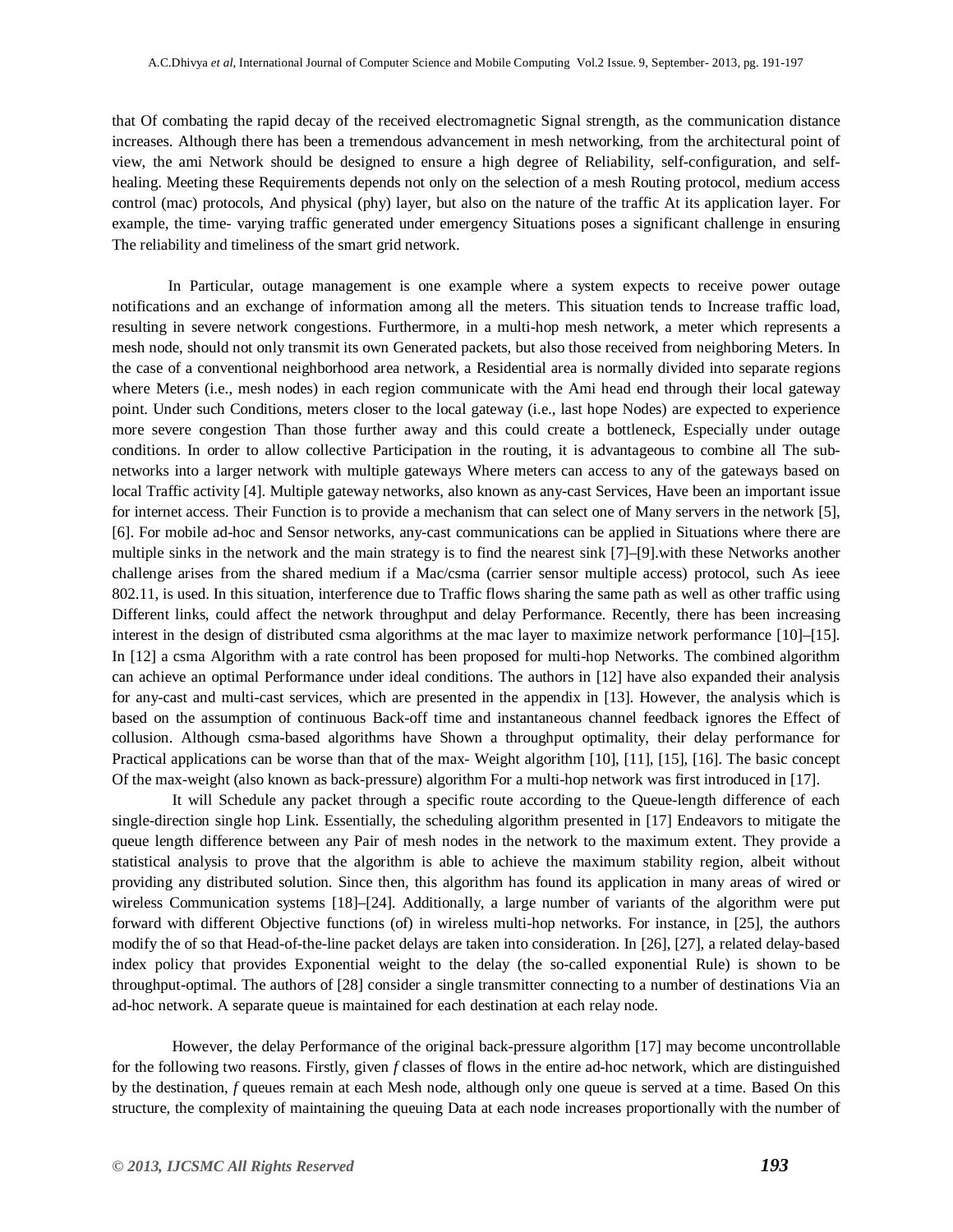that Of combating the rapid decay of the received electromagnetic Signal strength, as the communication distance increases. Although there has been a tremendous advancement in mesh networking, from the architectural point of view, the ami Network should be designed to ensure a high degree of Reliability, self-configuration, and self-healing. Meeting these Requirements depends not only on the selection of a mesh Routing protocol, medium access control (mac) protocols, And physical (phy) layer, but also on the nature of the traffic At its application layer. For example, the time- varying traffic generated under emergency Situations poses a significant challenge in ensuring The reliability and timeliness of the smart grid network.

In Particular, outage management is one example where a system expects to receive power outage notifications and an exchange of information among all the meters. This situation tends to Increase traffic load, resulting in severe network congestions. Furthermore, in a multi-hop mesh network, a meter which represents a mesh node, should not only transmit its own Generated packets, but also those received from neighboring Meters. In the case of a conventional neighborhood area network, a Residential area is normally divided into separate regions where Meters (i.e., mesh nodes) in each region communicate with the Ami head end through their local gateway point. Under such Conditions, meters closer to the local gateway (i.e., last hope Nodes) are expected to experience more severe congestion Than those further away and this could create a bottleneck, Especially under outage conditions. In order to allow collective Participation in the routing, it is advantageous to combine all The sub-networks into a larger network with multiple gateways Where meters can access to any of the gateways based on local Traffic activity [4]. Multiple gateway networks, also known as any-cast Services, Have been an important issue for internet access. Their Function is to provide a mechanism that can select one of Many servers in the network [5], [6]. For mobile ad-hoc and Sensor networks, any-cast communications can be applied in Situations where there are multiple sinks in the network and the main strategy is to find the nearest sink [7]–[9].with these Networks another challenge arises from the shared medium if a Mac/csma (carrier sensor multiple access) protocol, such As ieee 802.11, is used. In this situation, interference due to Traffic flows sharing the same path as well as other traffic using Different links, could affect the network throughput and delay Performance. Recently, there has been increasing interest in the design of distributed csma algorithms at the mac layer to maximize network performance [10]–[15]. In [12] a csma Algorithm with a rate control has been proposed for multi-hop Networks. The combined algorithm can achieve an optimal Performance under ideal conditions. The authors in [12] have also expanded their analysis for any-cast and multi-cast services, which are presented in the appendix in [13]. However, the analysis which is based on the assumption of continuous Back-off time and instantaneous channel feedback ignores the Effect of collusion. Although csma-based algorithms have Shown a throughput optimality, their delay performance for Practical applications can be worse than that of the max- Weight algorithm [10], [11], [15], [16]. The basic concept Of the max-weight (also known as back-pressure) algorithm For a multi-hop network was first introduced in [17].

It will Schedule any packet through a specific route according to the Queue-length difference of each single-direction single hop Link. Essentially, the scheduling algorithm presented in [17] Endeavors to mitigate the queue length difference between any Pair of mesh nodes in the network to the maximum extent. They provide a statistical analysis to prove that the algorithm is able to achieve the maximum stability region, albeit without providing any distributed solution. Since then, this algorithm has found its application in many areas of wired or wireless Communication systems [18]–[24]. Additionally, a large number of variants of the algorithm were put forward with different Objective functions (of) in wireless multi-hop networks. For instance, in [25], the authors modify the of so that Head-of-the-line packet delays are taken into consideration. In [26], [27], a related delay-based index policy that provides Exponential weight to the delay (the so-called exponential Rule) is shown to be throughput-optimal. The authors of [28] consider a single transmitter connecting to a number of destinations Via an ad-hoc network. A separate queue is maintained for each destination at each relay node.

However, the delay Performance of the original back-pressure algorithm [17] may become uncontrollable for the following two reasons. Firstly, given $f$ classes of flows in the entire ad-hoc network, which are distinguished by the destination, $f$ queues remain at each Mesh node, although only one queue is served at a time. Based On this structure, the complexity of maintaining the queuing Data at each node increases proportionally with the number of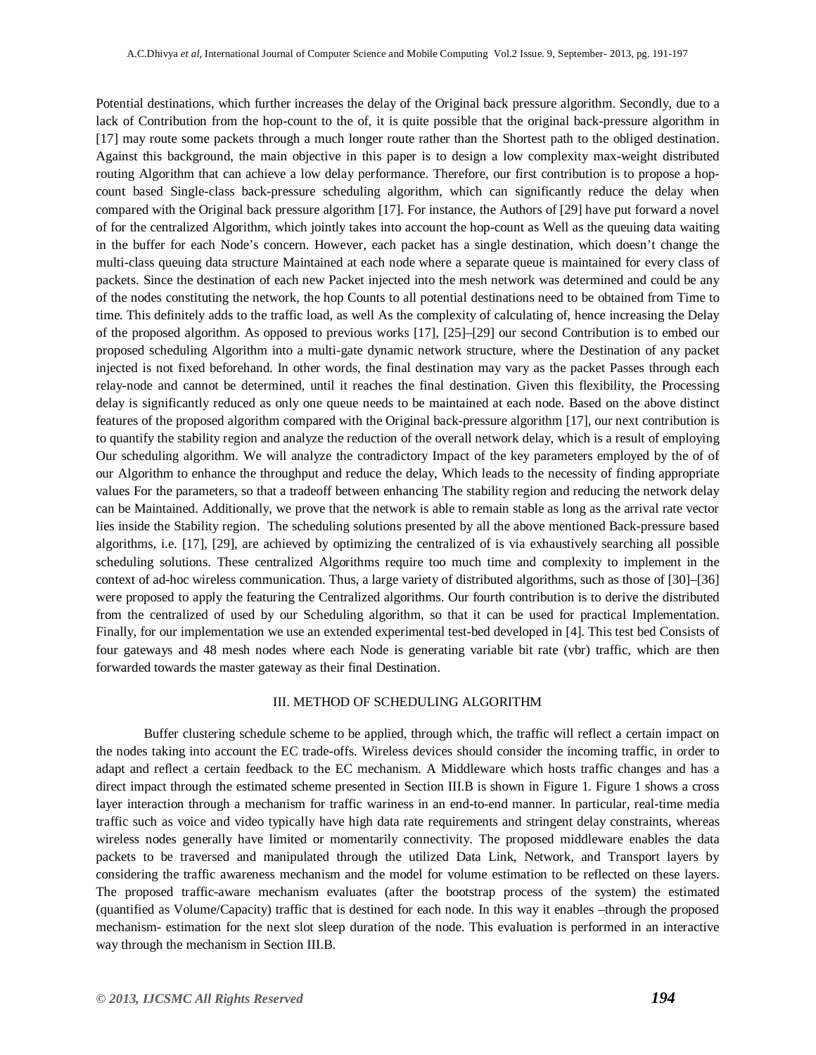Potential destinations, which further increases the delay of the Original back pressure algorithm. Secondly, due to a lack of Contribution from the hop-count to the of, it is quite possible that the original back-pressure algorithm in [17] may route some packets through a much longer route rather than the Shortest path to the obliged destination. Against this background, the main objective in this paper is to design a low complexity max-weight distributed routing Algorithm that can achieve a low delay performance. Therefore, our first contribution is to propose a hop-count based Single-class back-pressure scheduling algorithm, which can significantly reduce the delay when compared with the Original back pressure algorithm [17]. For instance, the Authors of [29] have put forward a novel of for the centralized Algorithm, which jointly takes into account the hop-count as Well as the queuing data waiting in the buffer for each Node's concern. However, each packet has a single destination, which doesn't change the multi-class queuing data structure Maintained at each node where a separate queue is maintained for every class of packets. Since the destination of each new Packet injected into the mesh network was determined and could be any of the nodes constituting the network, the hop Counts to all potential destinations need to be obtained from Time to time. This definitely adds to the traffic load, as well As the complexity of calculating of, hence increasing the Delay of the proposed algorithm. As opposed to previous works [17], [25]–[29] our second Contribution is to embed our proposed scheduling Algorithm into a multi-gate dynamic network structure, where the Destination of any packet injected is not fixed beforehand. In other words, the final destination may vary as the packet Passes through each relay-node and cannot be determined, until it reaches the final destination. Given this flexibility, the Processing delay is significantly reduced as only one queue needs to be maintained at each node. Based on the above distinct features of the proposed algorithm compared with the Original back-pressure algorithm [17], our next contribution is to quantify the stability region and analyze the reduction of the overall network delay, which is a result of employing Our scheduling algorithm. We will analyze the contradictory Impact of the key parameters employed by the of of our Algorithm to enhance the throughput and reduce the delay, Which leads to the necessity of finding appropriate values For the parameters, so that a tradeoff between enhancing The stability region and reducing the network delay can be Maintained. Additionally, we prove that the network is able to remain stable as long as the arrival rate vector lies inside the Stability region. The scheduling solutions presented by all the above mentioned Back-pressure based algorithms, i.e. [17], [29], are achieved by optimizing the centralized of is via exhaustively searching all possible scheduling solutions. These centralized Algorithms require too much time and complexity to implement in the context of ad-hoc wireless communication. Thus, a large variety of distributed algorithms, such as those of [30]–[36] were proposed to apply the featuring the Centralized algorithms. Our fourth contribution is to derive the distributed from the centralized of used by our Scheduling algorithm, so that it can be used for practical Implementation. Finally, for our implementation we use an extended experimental test-bed developed in [4]. This test bed Consists of four gateways and 48 mesh nodes where each Node is generating variable bit rate (vbr) traffic, which are then forwarded towards the master gateway as their final Destination.

## III. METHOD OF SCHEDULING ALGORITHM

Buffer clustering schedule scheme to be applied, through which, the traffic will reflect a certain impact on the nodes taking into account the EC trade-offs. Wireless devices should consider the incoming traffic, in order to adapt and reflect a certain feedback to the EC mechanism. A Middleware which hosts traffic changes and has a direct impact through the estimated scheme presented in Section III.B is shown in Figure 1. Figure 1 shows a cross layer interaction through a mechanism for traffic wariness in an end-to-end manner. In particular, real-time media traffic such as voice and video typically have high data rate requirements and stringent delay constraints, whereas wireless nodes generally have limited or momentarily connectivity. The proposed middleware enables the data packets to be traversed and manipulated through the utilized Data Link, Network, and Transport layers by considering the traffic awareness mechanism and the model for volume estimation to be reflected on these layers. The proposed traffic-aware mechanism evaluates (after the bootstrap process of the system) the estimated (quantified as Volume/Capacity) traffic that is destined for each node. In this way it enables –through the proposed mechanism- estimation for the next slot sleep duration of the node. This evaluation is performed in an interactive way through the mechanism in Section III.B.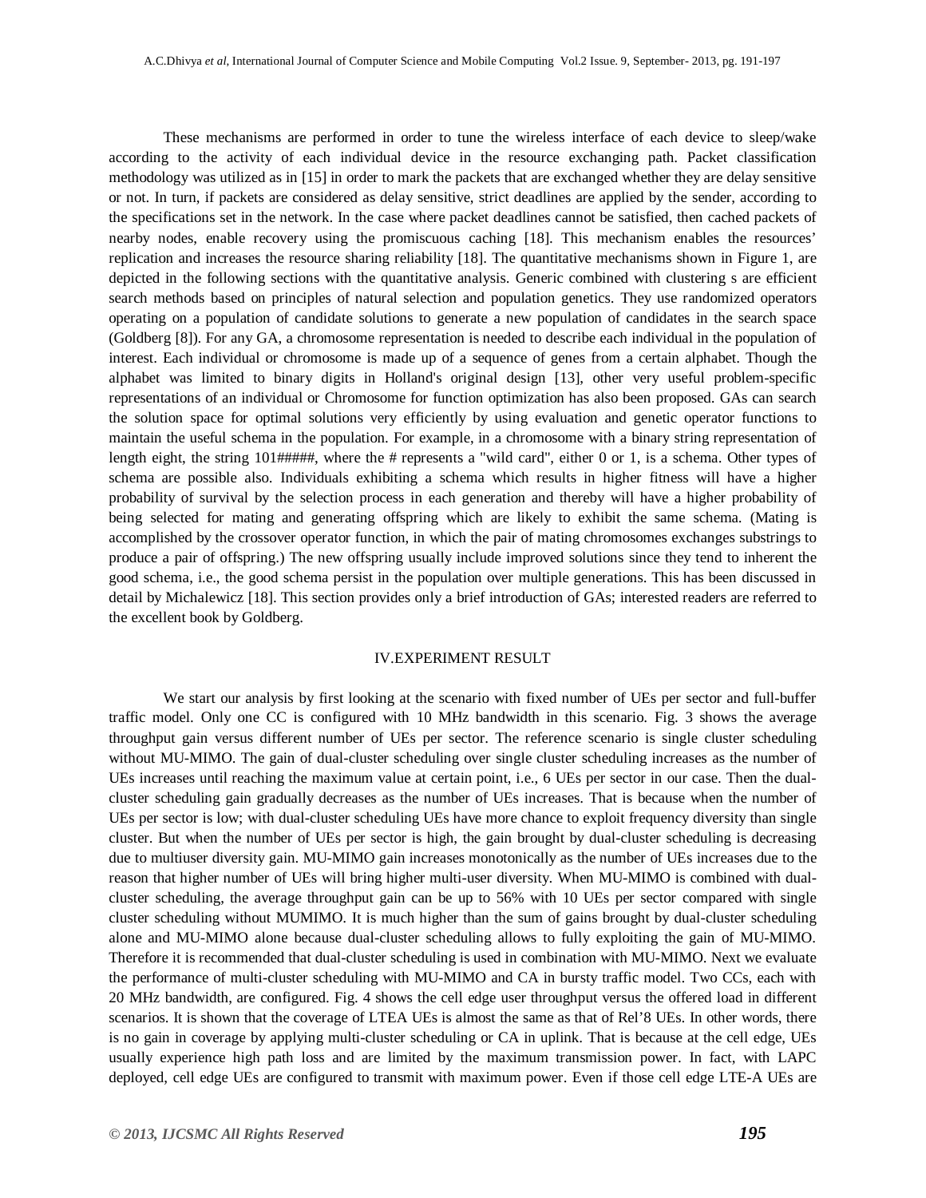These mechanisms are performed in order to tune the wireless interface of each device to sleep/wake according to the activity of each individual device in the resource exchanging path. Packet classification methodology was utilized as in [15] in order to mark the packets that are exchanged whether they are delay sensitive or not. In turn, if packets are considered as delay sensitive, strict deadlines are applied by the sender, according to the specifications set in the network. In the case where packet deadlines cannot be satisfied, then cached packets of nearby nodes, enable recovery using the promiscuous caching [18]. This mechanism enables the resources' replication and increases the resource sharing reliability [18]. The quantitative mechanisms shown in Figure 1, are depicted in the following sections with the quantitative analysis. Generic combined with clustering s are efficient search methods based on principles of natural selection and population genetics. They use randomized operators operating on a population of candidate solutions to generate a new population of candidates in the search space (Goldberg [8]). For any GA, a chromosome representation is needed to describe each individual in the population of interest. Each individual or chromosome is made up of a sequence of genes from a certain alphabet. Though the alphabet was limited to binary digits in Holland's original design [13], other very useful problem-specific representations of an individual or Chromosome for function optimization has also been proposed. GAs can search the solution space for optimal solutions very efficiently by using evaluation and genetic operator functions to maintain the useful schema in the population. For example, in a chromosome with a binary string representation of length eight, the string 101#####, where the # represents a "wild card", either 0 or 1, is a schema. Other types of schema are possible also. Individuals exhibiting a schema which results in higher fitness will have a higher probability of survival by the selection process in each generation and thereby will have a higher probability of being selected for mating and generating offspring which are likely to exhibit the same schema. (Mating is accomplished by the crossover operator function, in which the pair of mating chromosomes exchanges substrings to produce a pair of offspring.) The new offspring usually include improved solutions since they tend to inherent the good schema, i.e., the good schema persist in the population over multiple generations. This has been discussed in detail by Michalewicz [18]. This section provides only a brief introduction of GAs; interested readers are referred to the excellent book by Goldberg.

## IV.EXPERIMENT RESULT

We start our analysis by first looking at the scenario with fixed number of UEs per sector and full-buffer traffic model. Only one CC is configured with 10 MHz bandwidth in this scenario. Fig. 3 shows the average throughput gain versus different number of UEs per sector. The reference scenario is single cluster scheduling without MU-MIMO. The gain of dual-cluster scheduling over single cluster scheduling increases as the number of UEs increases until reaching the maximum value at certain point, i.e., 6 UEs per sector in our case. Then the dual-cluster scheduling gain gradually decreases as the number of UEs increases. That is because when the number of UEs per sector is low; with dual-cluster scheduling UEs have more chance to exploit frequency diversity than single cluster. But when the number of UEs per sector is high, the gain brought by dual-cluster scheduling is decreasing due to multiuser diversity gain. MU-MIMO gain increases monotonically as the number of UEs increases due to the reason that higher number of UEs will bring higher multi-user diversity. When MU-MIMO is combined with dual-cluster scheduling, the average throughput gain can be up to 56% with 10 UEs per sector compared with single cluster scheduling without MUMIMO. It is much higher than the sum of gains brought by dual-cluster scheduling alone and MU-MIMO alone because dual-cluster scheduling allows to fully exploiting the gain of MU-MIMO. Therefore it is recommended that dual-cluster scheduling is used in combination with MU-MIMO. Next we evaluate the performance of multi-cluster scheduling with MU-MIMO and CA in bursty traffic model. Two CCs, each with 20 MHz bandwidth, are configured. Fig. 4 shows the cell edge user throughput versus the offered load in different scenarios. It is shown that the coverage of LTEA UEs is almost the same as that of Rel'8 UEs. In other words, there is no gain in coverage by applying multi-cluster scheduling or CA in uplink. That is because at the cell edge, UEs usually experience high path loss and are limited by the maximum transmission power. In fact, with LAPC deployed, cell edge UEs are configured to transmit with maximum power. Even if those cell edge LTE-A UEs are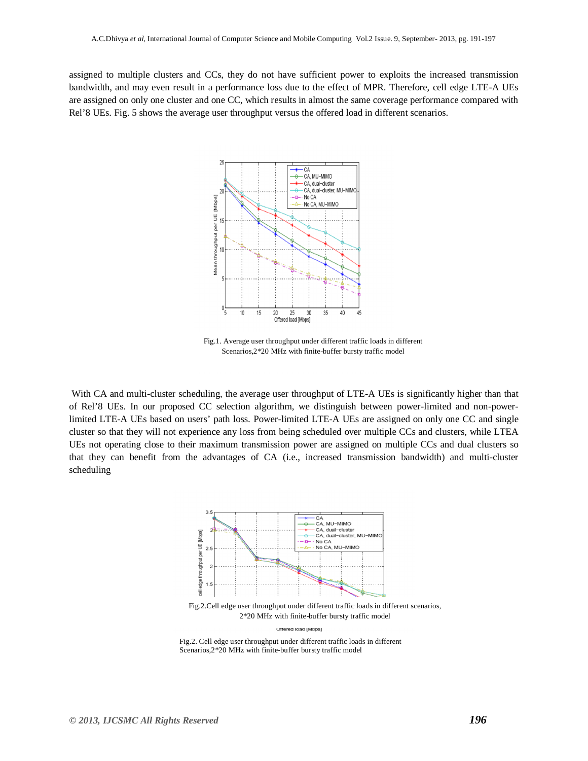assigned to multiple clusters and CCs, they do not have sufficient power to exploits the increased transmission bandwidth, and may even result in a performance loss due to the effect of MPR. Therefore, cell edge LTE-A UEs are assigned on only one cluster and one CC, which results in almost the same coverage performance compared with Rel'8 UEs. Fig. 5 shows the average user throughput versus the offered load in different scenarios.

Fig.1. Average user throughput under different traffic loads in different Scenarios,2*20 MHz with finite-buffer bursty traffic model

With CA and multi-cluster scheduling, the average user throughput of LTE-A UEs is significantly higher than that of Rel'8 UEs. In our proposed CC selection algorithm, we distinguish between power-limited and non-power-limited LTE-A UEs based on users' path loss. Power-limited LTE-A UEs are assigned on only one CC and single cluster so that they will not experience any loss from being scheduled over multiple CCs and clusters, while LTEA UEs not operating close to their maximum transmission power are assigned on multiple CCs and dual clusters so that they can benefit from the advantages of CA (i.e., increased transmission bandwidth) and multi-cluster scheduling

Fig.2.Cell edge user throughput under different traffic loads in different scenarios, 2*20 MHz with finite-buffer bursty traffic model

Fig.2. Cell edge user throughput under different traffic loads in different Scenarios,2*20 MHz with finite-buffer bursty traffic model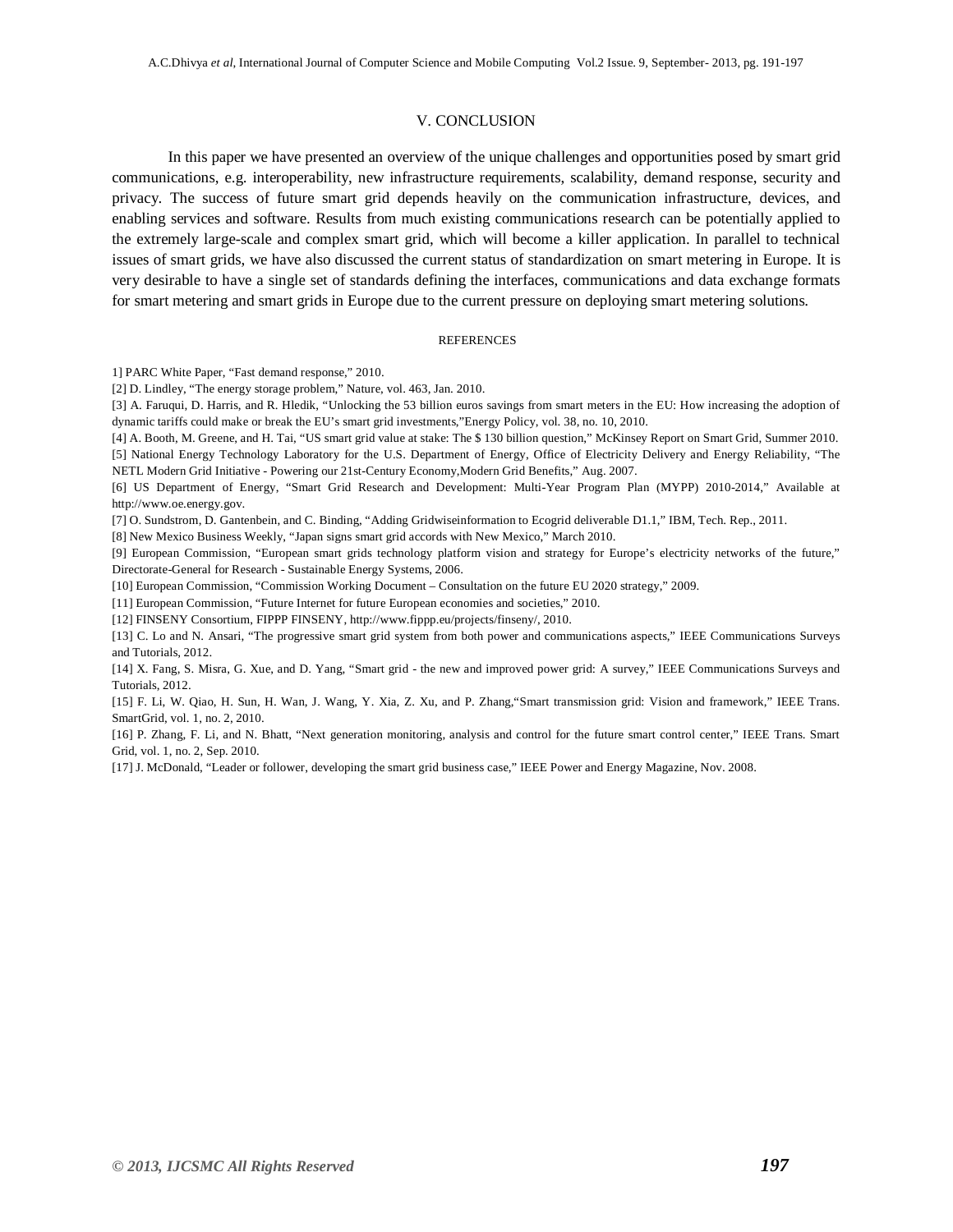## V. CONCLUSION

In this paper we have presented an overview of the unique challenges and opportunities posed by smart grid communications, e.g. interoperability, new infrastructure requirements, scalability, demand response, security and privacy. The success of future smart grid depends heavily on the communication infrastructure, devices, and enabling services and software. Results from much existing communications research can be potentially applied to the extremely large-scale and complex smart grid, which will become a killer application. In parallel to technical issues of smart grids, we have also discussed the current status of standardization on smart metering in Europe. It is very desirable to have a single set of standards defining the interfaces, communications and data exchange formats for smart metering and smart grids in Europe due to the current pressure on deploying smart metering solutions.

## REFERENCES

1] PARC White Paper, "Fast demand response," 2010.

[2] D. Lindley, "The energy storage problem," Nature, vol. 463, Jan. 2010.

[3] A. Faruqui, D. Harris, and R. Hledik, "Unlocking the 53 billion euros savings from smart meters in the EU: How increasing the adoption of dynamic tariffs could make or break the EU's smart grid investments,"Energy Policy, vol. 38, no. 10, 2010.

[4] A. Booth, M. Greene, and H. Tai, "US smart grid value at stake: The $ 130 billion question," McKinsey Report on Smart Grid, Summer 2010.

[5] National Energy Technology Laboratory for the U.S. Department of Energy, Office of Electricity Delivery and Energy Reliability, "The NETL Modern Grid Initiative - Powering our 21st-Century Economy,Modern Grid Benefits," Aug. 2007.

[6] US Department of Energy, "Smart Grid Research and Development: Multi-Year Program Plan (MYPP) 2010-2014," Available at http://www.oe.energy.gov.

[7] O. Sundstrom, D. Gantenbein, and C. Binding, "Adding Gridwiseinformation to Ecogrid deliverable D1.1," IBM, Tech. Rep., 2011.

[8] New Mexico Business Weekly, "Japan signs smart grid accords with New Mexico," March 2010.

[9] European Commission, "European smart grids technology platform vision and strategy for Europe's electricity networks of the future," Directorate-General for Research - Sustainable Energy Systems, 2006.

[10] European Commission, "Commission Working Document – Consultation on the future EU 2020 strategy," 2009.

[11] European Commission, "Future Internet for future European economies and societies," 2010.

[12] FINSENY Consortium, FIPPP FINSENY, http://www.fippp.eu/projects/finseny/, 2010.

[13] C. Lo and N. Ansari, "The progressive smart grid system from both power and communications aspects," IEEE Communications Surveys and Tutorials, 2012.

[14] X. Fang, S. Misra, G. Xue, and D. Yang, "Smart grid - the new and improved power grid: A survey," IEEE Communications Surveys and Tutorials, 2012.

[15] F. Li, W. Qiao, H. Sun, H. Wan, J. Wang, Y. Xia, Z. Xu, and P. Zhang,"Smart transmission grid: Vision and framework," IEEE Trans. SmartGrid, vol. 1, no. 2, 2010.

[16] P. Zhang, F. Li, and N. Bhatt, "Next generation monitoring, analysis and control for the future smart control center," IEEE Trans. Smart Grid, vol. 1, no. 2, Sep. 2010.

[17] J. McDonald, "Leader or follower, developing the smart grid business case," IEEE Power and Energy Magazine, Nov. 2008.